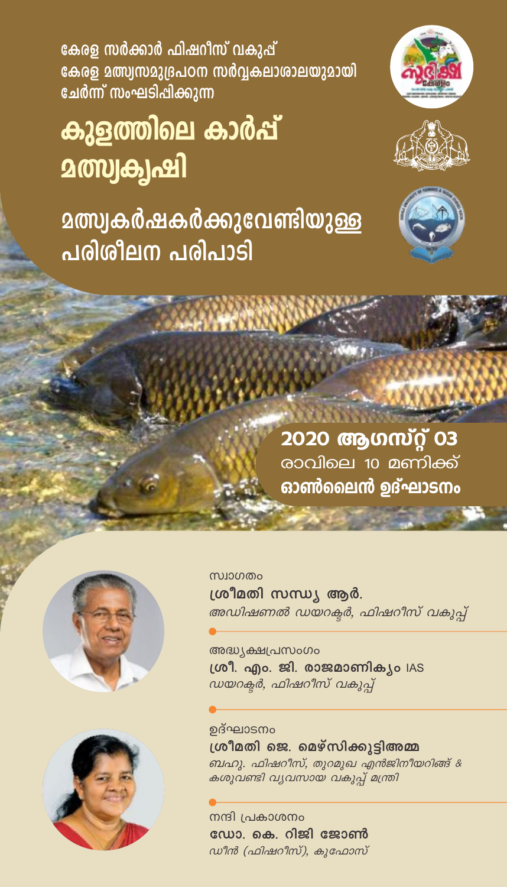കേരള സർക്കാർ ഫിഷറീസ് വകുപ്പ്
കേരള മത്സ്യസമുദ്രപഠന സർവ്വകലാശാലയുമായി ചേർന്ന് സംഘടിപ്പിക്കുന്ന

# കുളത്തിലെ കാർപ്പ് മത്സ്യകൃഷി

## മത്സ്യകർഷകർക്കുവേണ്ടിയുള്ള പരിശീലന പരിപാടി

**2020 ആഗസ്റ്റ് 03**
രാവിലെ 10 മണിക്ക്
**ഓൺലൈൻ ഉദ്ഘാടനം**

സ്വാഗതം
**ശ്രീമതി സന്ധ്യ ആർ.**
*അഡിഷണൽ ഡയറക്ടർ, ഫിഷറീസ് വകുപ്പ്*

അദ്ധ്യക്ഷപ്രസംഗം
**ശ്രീ. എം. ജി. രാജമാണിക്യം IAS**
*ഡയറക്ടർ, ഫിഷറീസ് വകുപ്പ്*

ഉദ്ഘാടനം
**ശ്രീമതി ജെ. മെഴ്സിക്കുട്ടിഅമ്മ**
*ബഹു. ഫിഷറീസ്, തുറമുഖ എൻജിനീയറിങ്ങ് & കശുവണ്ടി വ്യവസായ വകുപ്പ് മന്ത്രി*

നന്ദി പ്രകാശനം
**ഡോ. കെ. റിജി ജോൺ**
*ഡീൻ (ഫിഷറീസ്), കുഫോസ്*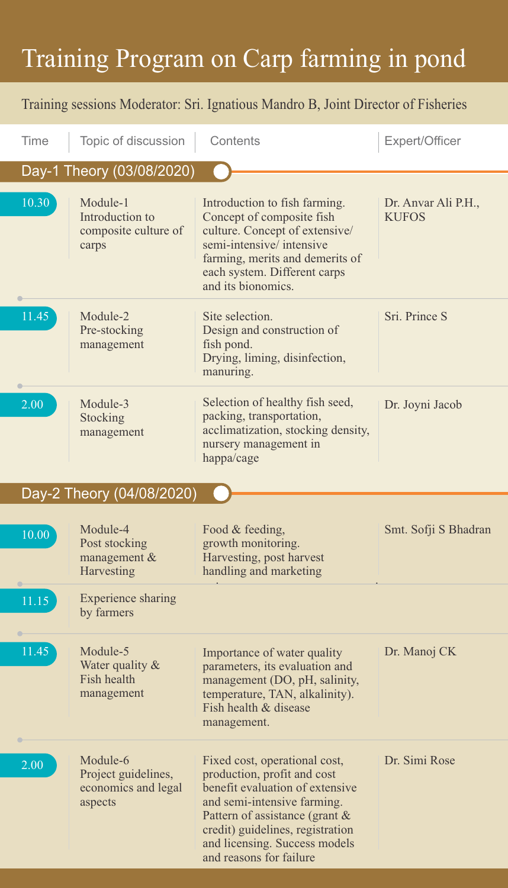# Training Program on Carp farming in pond

Training sessions Moderator: Sri. Ignatious Mandro B, Joint Director of Fisheries

| Time | Topic of discussion | Contents | Expert/Officer |
|---|---|---|---|
| **Day-1 Theory (03/08/2020)** | | | |
| 10.30 | Module-1 Introduction to composite culture of carps | Introduction to fish farming. Concept of composite fish culture. Concept of extensive/ semi-intensive/ intensive farming, merits and demerits of each system. Different carps and its bionomics. | Dr. Anvar Ali P.H., KUFOS |
| 11.45 | Module-2 Pre-stocking management | Site selection. Design and construction of fish pond. Drying, liming, disinfection, manuring. | Sri. Prince S |
| 2.00 | Module-3 Stocking management | Selection of healthy fish seed, packing, transportation, acclimatization, stocking density, nursery management in happa/cage | Dr. Joyni Jacob |
| **Day-2 Theory (04/08/2020)** | | | |
| 10.00 | Module-4 Post stocking management & Harvesting | Food & feeding, growth monitoring. Harvesting, post harvest handling and marketing | Smt. Sofji S Bhadran |
| 11.15 | Experience sharing by farmers | | |
| 11.45 | Module-5 Water quality & Fish health management | Importance of water quality parameters, its evaluation and management (DO, pH, salinity, temperature, TAN, alkalinity). Fish health & disease management. | Dr. Manoj CK |
| 2.00 | Module-6 Project guidelines, economics and legal aspects | Fixed cost, operational cost, production, profit and cost benefit evaluation of extensive and semi-intensive farming. Pattern of assistance (grant & credit) guidelines, registration and licensing. Success models and reasons for failure | Dr. Simi Rose |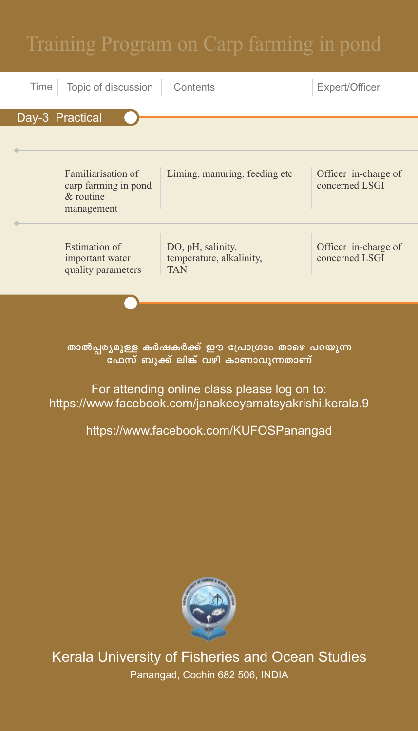# Training Program on Carp farming in pond

| Time | Topic of discussion | Contents | Expert/Officer |
|---|---|---|---|
| **Day-3 Practical** | | | |
| | Familiarisation of carp farming in pond & routine management | Liming, manuring, feeding etc | Officer in-charge of concerned LSGI |
| | Estimation of important water quality parameters | DO, pH, salinity, temperature, alkalinity, TAN | Officer in-charge of concerned LSGI |

**താൽപ്പര്യമുള്ള കർഷകർക്ക് ഈ പ്രോഗ്രാം താഴെ പറയുന്ന ഫേസ് ബുക്ക് ലിങ്ക് വഴി കാണാവുന്നതാണ്**

For attending online class please log on to:
https://www.facebook.com/janakeeyamatsyakrishi.kerala.9

https://www.facebook.com/KUFOSPanangad

Kerala University of Fisheries and Ocean Studies
Panangad, Cochin 682 506, INDIA